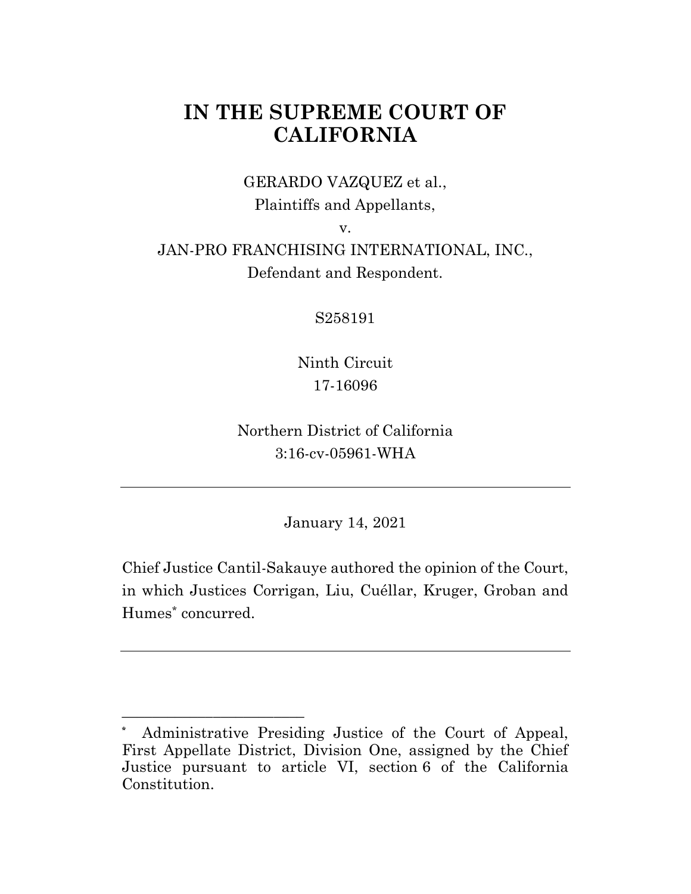# IN THE SUPREME COURT OF CALIFORNIA

GERARDO VAZQUEZ et al.,
Plaintiffs and Appellants,

v.

JAN-PRO FRANCHISING INTERNATIONAL, INC.,
Defendant and Respondent.

S258191

Ninth Circuit
17-16096

Northern District of California
3:16-cv-05961-WHA

---

January 14, 2021

Chief Justice Cantil-Sakauye authored the opinion of the Court, in which Justices Corrigan, Liu, Cuéllar, Kruger, Groban and Humes* concurred.

---

\* Administrative Presiding Justice of the Court of Appeal, First Appellate District, Division One, assigned by the Chief Justice pursuant to article VI, section 6 of the California Constitution.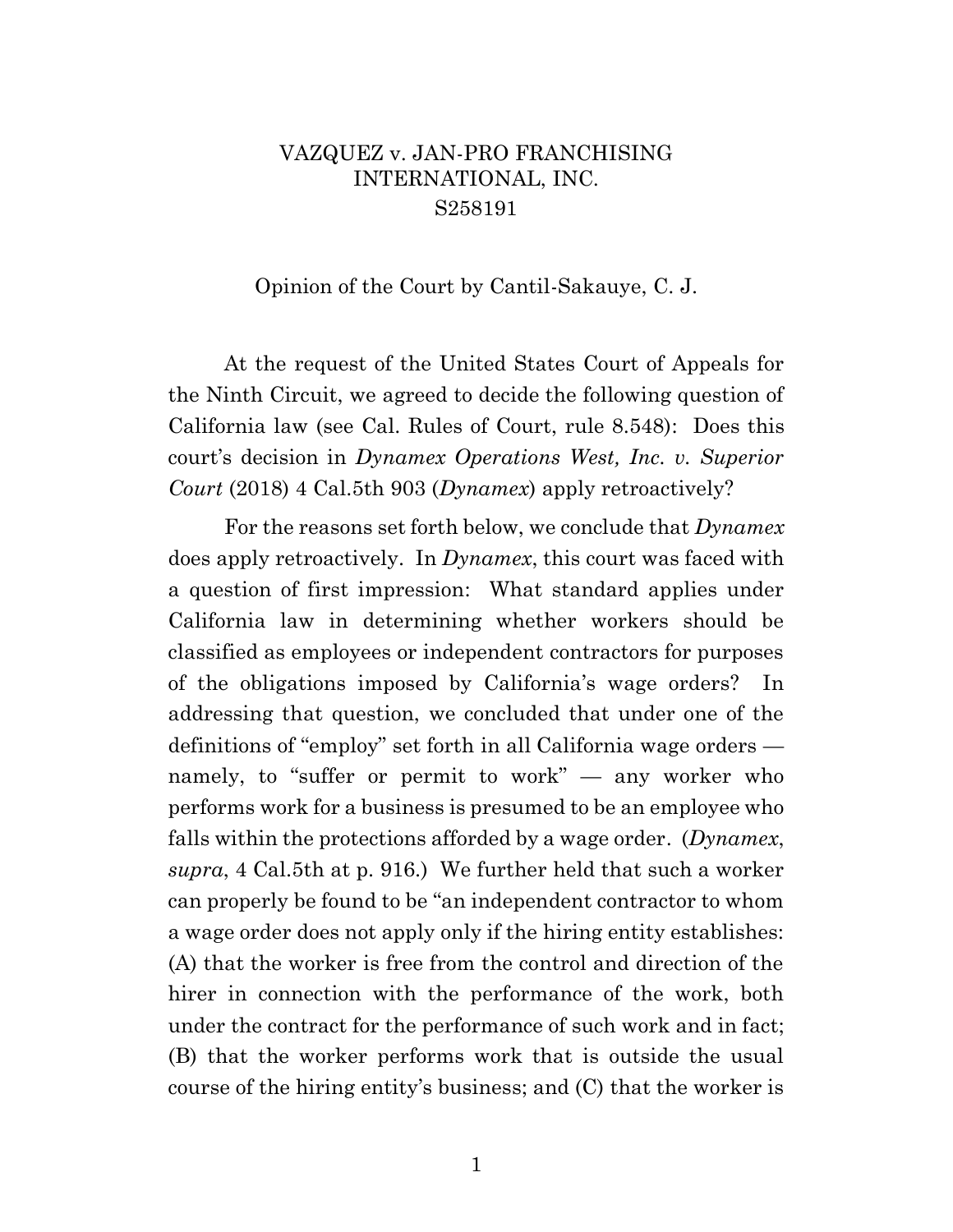VAZQUEZ v. JAN-PRO FRANCHISING INTERNATIONAL, INC.
S258191

Opinion of the Court by Cantil-Sakauye, C. J.

At the request of the United States Court of Appeals for the Ninth Circuit, we agreed to decide the following question of California law (see Cal. Rules of Court, rule 8.548): Does this court's decision in *Dynamex Operations West, Inc. v. Superior Court* (2018) 4 Cal.5th 903 (*Dynamex*) apply retroactively?

For the reasons set forth below, we conclude that *Dynamex* does apply retroactively. In *Dynamex*, this court was faced with a question of first impression: What standard applies under California law in determining whether workers should be classified as employees or independent contractors for purposes of the obligations imposed by California's wage orders? In addressing that question, we concluded that under one of the definitions of "employ" set forth in all California wage orders — namely, to "suffer or permit to work" — any worker who performs work for a business is presumed to be an employee who falls within the protections afforded by a wage order. (*Dynamex*, *supra*, 4 Cal.5th at p. 916.) We further held that such a worker can properly be found to be "an independent contractor to whom a wage order does not apply only if the hiring entity establishes: (A) that the worker is free from the control and direction of the hirer in connection with the performance of the work, both under the contract for the performance of such work and in fact; (B) that the worker performs work that is outside the usual course of the hiring entity's business; and (C) that the worker is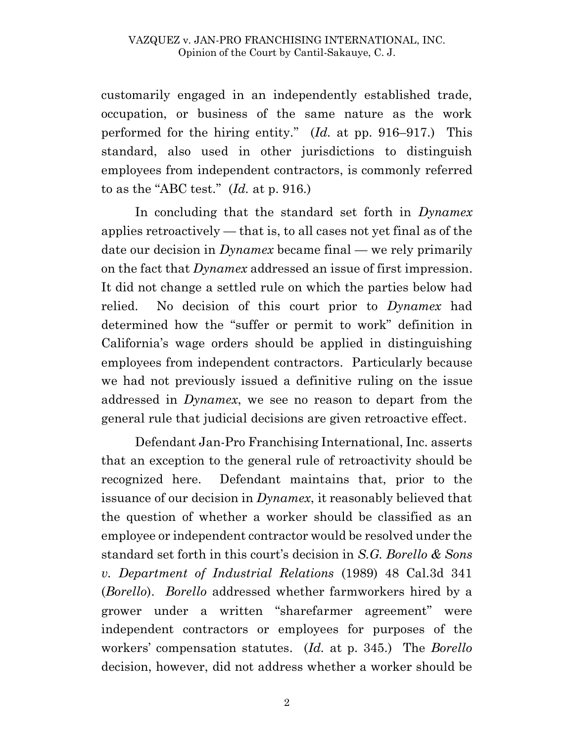customarily engaged in an independently established trade, occupation, or business of the same nature as the work performed for the hiring entity." (*Id.* at pp. 916–917.) This standard, also used in other jurisdictions to distinguish employees from independent contractors, is commonly referred to as the "ABC test." (*Id.* at p. 916.)

In concluding that the standard set forth in *Dynamex* applies retroactively — that is, to all cases not yet final as of the date our decision in *Dynamex* became final — we rely primarily on the fact that *Dynamex* addressed an issue of first impression. It did not change a settled rule on which the parties below had relied. No decision of this court prior to *Dynamex* had determined how the "suffer or permit to work" definition in California's wage orders should be applied in distinguishing employees from independent contractors. Particularly because we had not previously issued a definitive ruling on the issue addressed in *Dynamex*, we see no reason to depart from the general rule that judicial decisions are given retroactive effect.

Defendant Jan-Pro Franchising International, Inc. asserts that an exception to the general rule of retroactivity should be recognized here. Defendant maintains that, prior to the issuance of our decision in *Dynamex*, it reasonably believed that the question of whether a worker should be classified as an employee or independent contractor would be resolved under the standard set forth in this court's decision in *S.G. Borello & Sons v. Department of Industrial Relations* (1989) 48 Cal.3d 341 (*Borello*). *Borello* addressed whether farmworkers hired by a grower under a written "sharefarmer agreement" were independent contractors or employees for purposes of the workers' compensation statutes. (*Id.* at p. 345.) The *Borello* decision, however, did not address whether a worker should be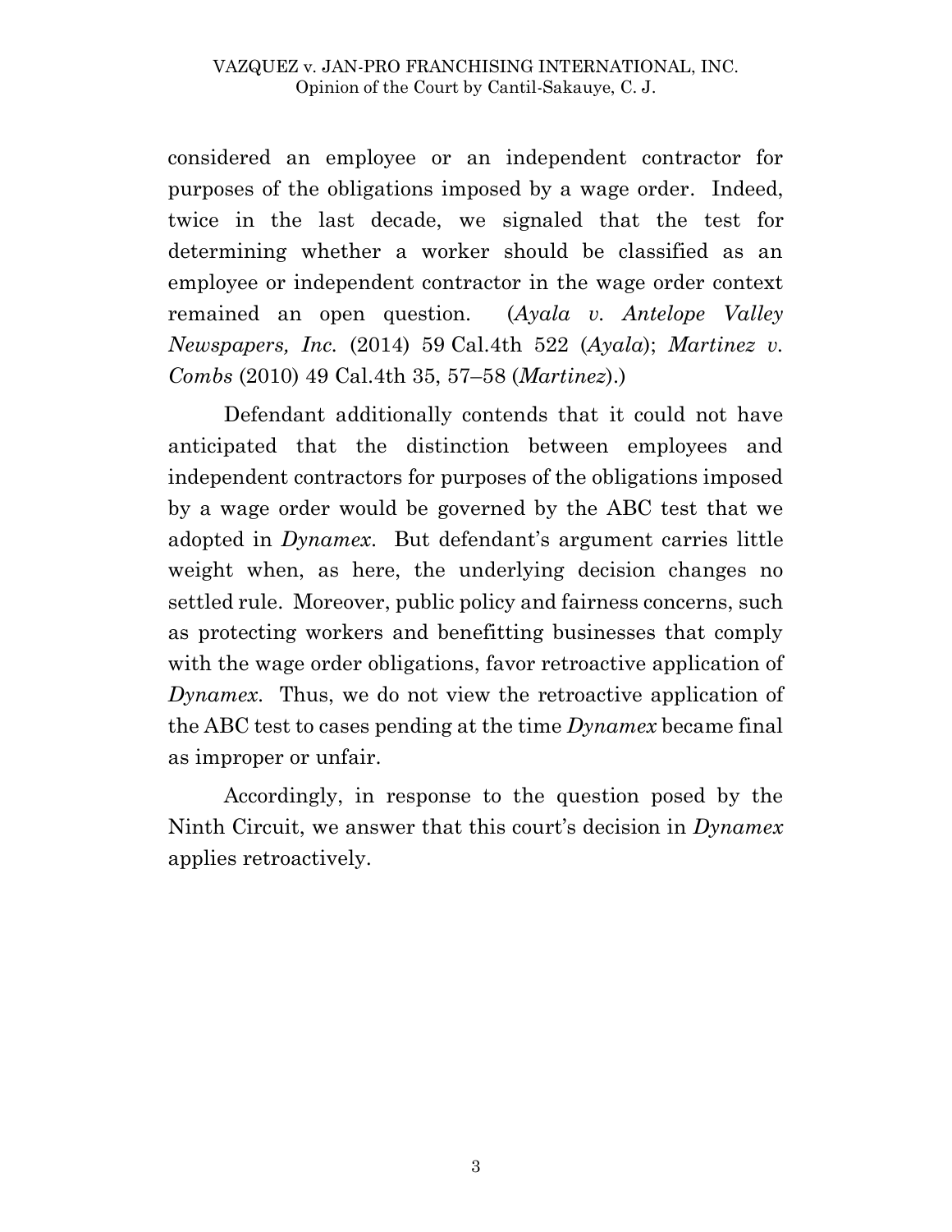considered an employee or an independent contractor for purposes of the obligations imposed by a wage order. Indeed, twice in the last decade, we signaled that the test for determining whether a worker should be classified as an employee or independent contractor in the wage order context remained an open question. (*Ayala v. Antelope Valley Newspapers, Inc.* (2014) 59 Cal.4th 522 (*Ayala*); *Martinez v. Combs* (2010) 49 Cal.4th 35, 57–58 (*Martinez*).)

Defendant additionally contends that it could not have anticipated that the distinction between employees and independent contractors for purposes of the obligations imposed by a wage order would be governed by the ABC test that we adopted in *Dynamex*. But defendant's argument carries little weight when, as here, the underlying decision changes no settled rule. Moreover, public policy and fairness concerns, such as protecting workers and benefitting businesses that comply with the wage order obligations, favor retroactive application of *Dynamex*. Thus, we do not view the retroactive application of the ABC test to cases pending at the time *Dynamex* became final as improper or unfair.

Accordingly, in response to the question posed by the Ninth Circuit, we answer that this court's decision in *Dynamex* applies retroactively.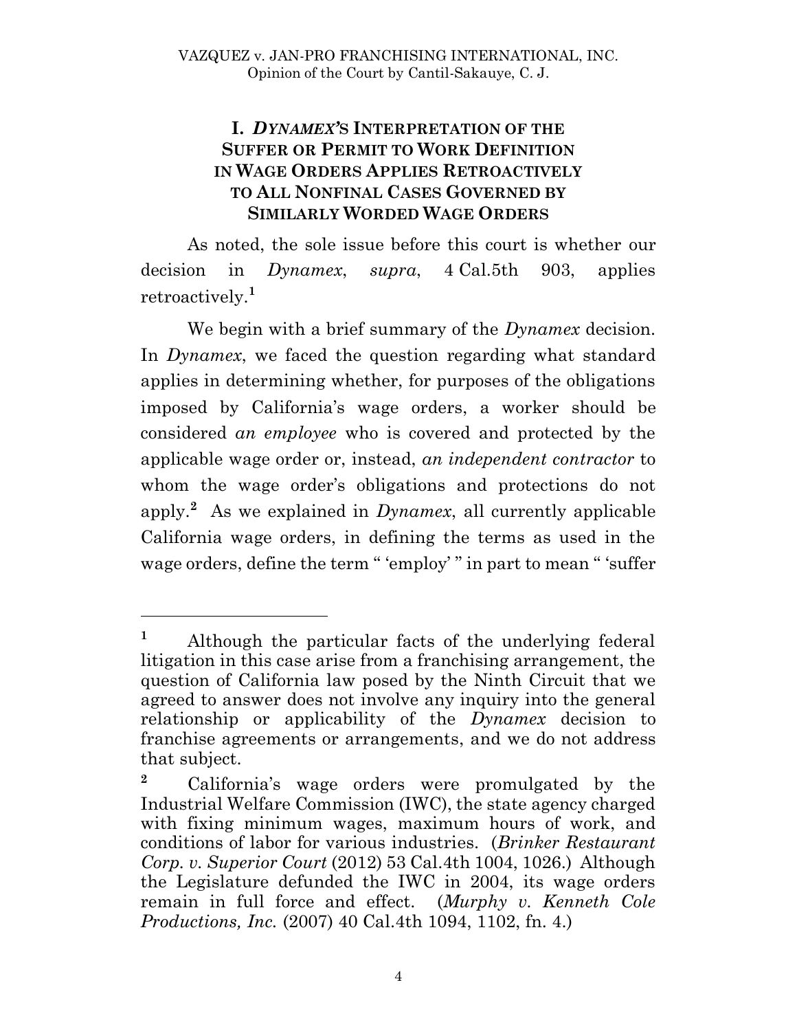# I. *DYNAMEX*'S INTERPRETATION OF THE SUFFER OR PERMIT TO WORK DEFINITION IN WAGE ORDERS APPLIES RETROACTIVELY TO ALL NONFINAL CASES GOVERNED BY SIMILARLY WORDED WAGE ORDERS

As noted, the sole issue before this court is whether our decision in *Dynamex*, *supra*, 4 Cal.5th 903, applies retroactively.[1]

We begin with a brief summary of the *Dynamex* decision. In *Dynamex*, we faced the question regarding what standard applies in determining whether, for purposes of the obligations imposed by California's wage orders, a worker should be considered *an employee* who is covered and protected by the applicable wage order or, instead, *an independent contractor* to whom the wage order's obligations and protections do not apply.[2] As we explained in *Dynamex*, all currently applicable California wage orders, in defining the terms as used in the wage orders, define the term " 'employ' " in part to mean " 'suffer

---

[1] Although the particular facts of the underlying federal litigation in this case arise from a franchising arrangement, the question of California law posed by the Ninth Circuit that we agreed to answer does not involve any inquiry into the general relationship or applicability of the *Dynamex* decision to franchise agreements or arrangements, and we do not address that subject.

[2] California's wage orders were promulgated by the Industrial Welfare Commission (IWC), the state agency charged with fixing minimum wages, maximum hours of work, and conditions of labor for various industries. (*Brinker Restaurant Corp. v. Superior Court* (2012) 53 Cal.4th 1004, 1026.) Although the Legislature defunded the IWC in 2004, its wage orders remain in full force and effect. (*Murphy v. Kenneth Cole Productions, Inc.* (2007) 40 Cal.4th 1094, 1102, fn. 4.)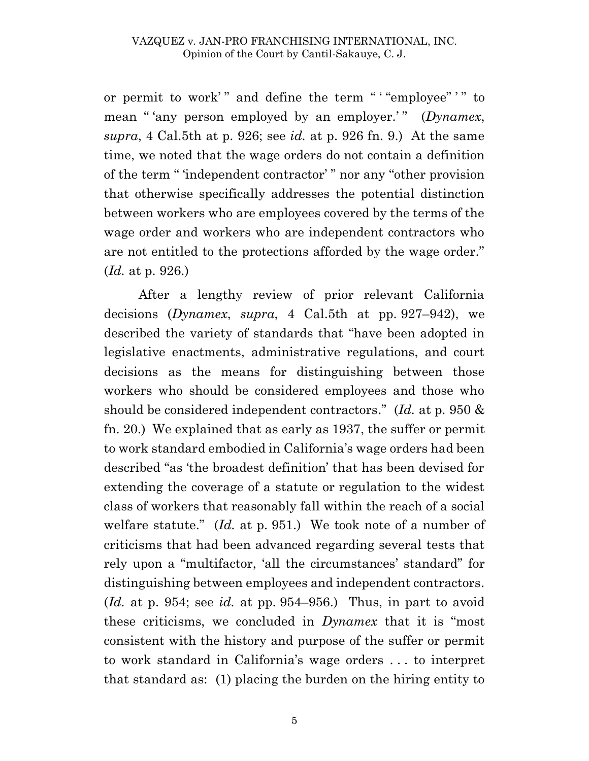or permit to work' " and define the term " ' "employee" ' " to mean " 'any person employed by an employer.' " (*Dynamex*, *supra*, 4 Cal.5th at p. 926; see *id.* at p. 926 fn. 9.) At the same time, we noted that the wage orders do not contain a definition of the term " 'independent contractor' " nor any "other provision that otherwise specifically addresses the potential distinction between workers who are employees covered by the terms of the wage order and workers who are independent contractors who are not entitled to the protections afforded by the wage order." (*Id.* at p. 926.)

After a lengthy review of prior relevant California decisions (*Dynamex*, *supra*, 4 Cal.5th at pp. 927–942), we described the variety of standards that "have been adopted in legislative enactments, administrative regulations, and court decisions as the means for distinguishing between those workers who should be considered employees and those who should be considered independent contractors." (*Id.* at p. 950 & fn. 20.) We explained that as early as 1937, the suffer or permit to work standard embodied in California's wage orders had been described "as 'the broadest definition' that has been devised for extending the coverage of a statute or regulation to the widest class of workers that reasonably fall within the reach of a social welfare statute." (*Id.* at p. 951.) We took note of a number of criticisms that had been advanced regarding several tests that rely upon a "multifactor, 'all the circumstances' standard" for distinguishing between employees and independent contractors. (*Id.* at p. 954; see *id.* at pp. 954–956.) Thus, in part to avoid these criticisms, we concluded in *Dynamex* that it is "most consistent with the history and purpose of the suffer or permit to work standard in California's wage orders . . . to interpret that standard as: (1) placing the burden on the hiring entity to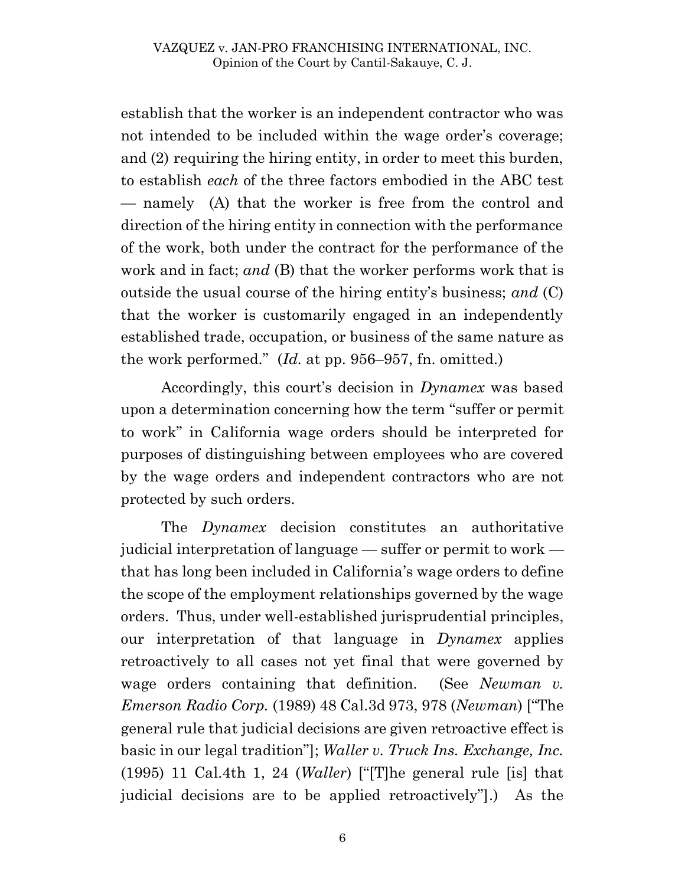establish that the worker is an independent contractor who was not intended to be included within the wage order's coverage; and (2) requiring the hiring entity, in order to meet this burden, to establish *each* of the three factors embodied in the ABC test — namely (A) that the worker is free from the control and direction of the hiring entity in connection with the performance of the work, both under the contract for the performance of the work and in fact; *and* (B) that the worker performs work that is outside the usual course of the hiring entity's business; *and* (C) that the worker is customarily engaged in an independently established trade, occupation, or business of the same nature as the work performed." (*Id.* at pp. 956–957, fn. omitted.)

Accordingly, this court's decision in *Dynamex* was based upon a determination concerning how the term "suffer or permit to work" in California wage orders should be interpreted for purposes of distinguishing between employees who are covered by the wage orders and independent contractors who are not protected by such orders.

The *Dynamex* decision constitutes an authoritative judicial interpretation of language — suffer or permit to work — that has long been included in California's wage orders to define the scope of the employment relationships governed by the wage orders. Thus, under well-established jurisprudential principles, our interpretation of that language in *Dynamex* applies retroactively to all cases not yet final that were governed by wage orders containing that definition. (See *Newman v. Emerson Radio Corp.* (1989) 48 Cal.3d 973, 978 (*Newman*) ["The general rule that judicial decisions are given retroactive effect is basic in our legal tradition"]; *Waller v. Truck Ins. Exchange, Inc.* (1995) 11 Cal.4th 1, 24 (*Waller*) ["[T]he general rule [is] that judicial decisions are to be applied retroactively"].) As the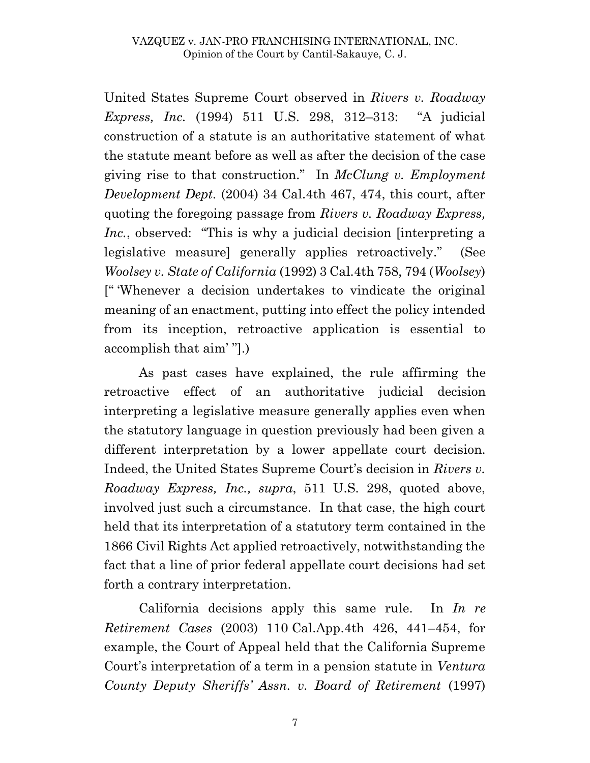United States Supreme Court observed in *Rivers v. Roadway Express, Inc.* (1994) 511 U.S. 298, 312–313: "A judicial construction of a statute is an authoritative statement of what the statute meant before as well as after the decision of the case giving rise to that construction." In *McClung v. Employment Development Dept.* (2004) 34 Cal.4th 467, 474, this court, after quoting the foregoing passage from *Rivers v. Roadway Express, Inc.*, observed: "This is why a judicial decision [interpreting a legislative measure] generally applies retroactively." (See *Woolsey v. State of California* (1992) 3 Cal.4th 758, 794 (*Woolsey*) [" 'Whenever a decision undertakes to vindicate the original meaning of an enactment, putting into effect the policy intended from its inception, retroactive application is essential to accomplish that aim' "].)

As past cases have explained, the rule affirming the retroactive effect of an authoritative judicial decision interpreting a legislative measure generally applies even when the statutory language in question previously had been given a different interpretation by a lower appellate court decision. Indeed, the United States Supreme Court's decision in *Rivers v. Roadway Express, Inc., supra*, 511 U.S. 298, quoted above, involved just such a circumstance. In that case, the high court held that its interpretation of a statutory term contained in the 1866 Civil Rights Act applied retroactively, notwithstanding the fact that a line of prior federal appellate court decisions had set forth a contrary interpretation.

California decisions apply this same rule. In *In re Retirement Cases* (2003) 110 Cal.App.4th 426, 441–454, for example, the Court of Appeal held that the California Supreme Court's interpretation of a term in a pension statute in *Ventura County Deputy Sheriffs' Assn. v. Board of Retirement* (1997)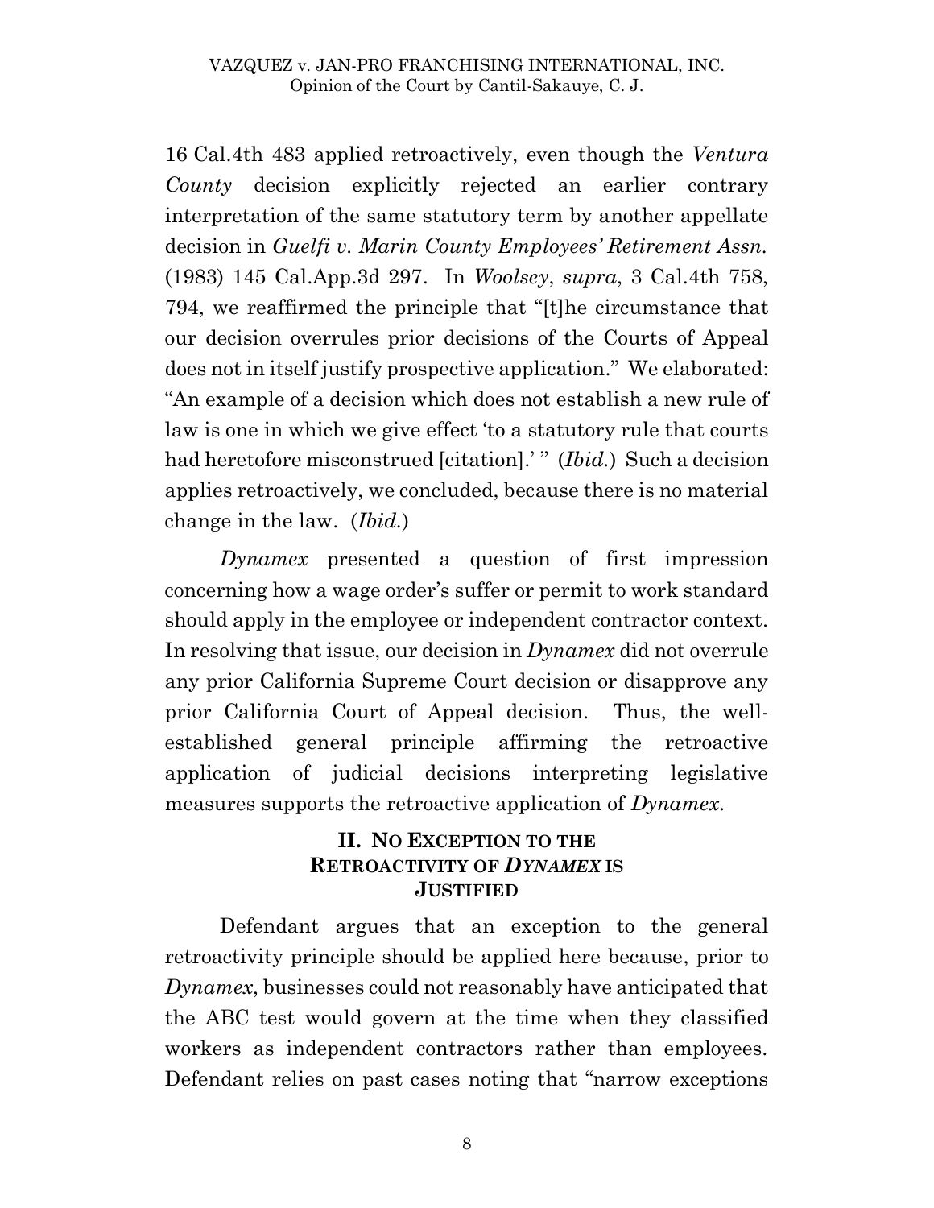16 Cal.4th 483 applied retroactively, even though the *Ventura County* decision explicitly rejected an earlier contrary interpretation of the same statutory term by another appellate decision in *Guelfi v. Marin County Employees' Retirement Assn.* (1983) 145 Cal.App.3d 297. In *Woolsey*, *supra*, 3 Cal.4th 758, 794, we reaffirmed the principle that "[t]he circumstance that our decision overrules prior decisions of the Courts of Appeal does not in itself justify prospective application." We elaborated: "An example of a decision which does not establish a new rule of law is one in which we give effect 'to a statutory rule that courts had heretofore misconstrued [citation].' " (*Ibid.*) Such a decision applies retroactively, we concluded, because there is no material change in the law. (*Ibid.*)

*Dynamex* presented a question of first impression concerning how a wage order's suffer or permit to work standard should apply in the employee or independent contractor context. In resolving that issue, our decision in *Dynamex* did not overrule any prior California Supreme Court decision or disapprove any prior California Court of Appeal decision. Thus, the well-established general principle affirming the retroactive application of judicial decisions interpreting legislative measures supports the retroactive application of *Dynamex*.

## II. NO EXCEPTION TO THE RETROACTIVITY OF *DYNAMEX* IS JUSTIFIED

Defendant argues that an exception to the general retroactivity principle should be applied here because, prior to *Dynamex*, businesses could not reasonably have anticipated that the ABC test would govern at the time when they classified workers as independent contractors rather than employees. Defendant relies on past cases noting that "narrow exceptions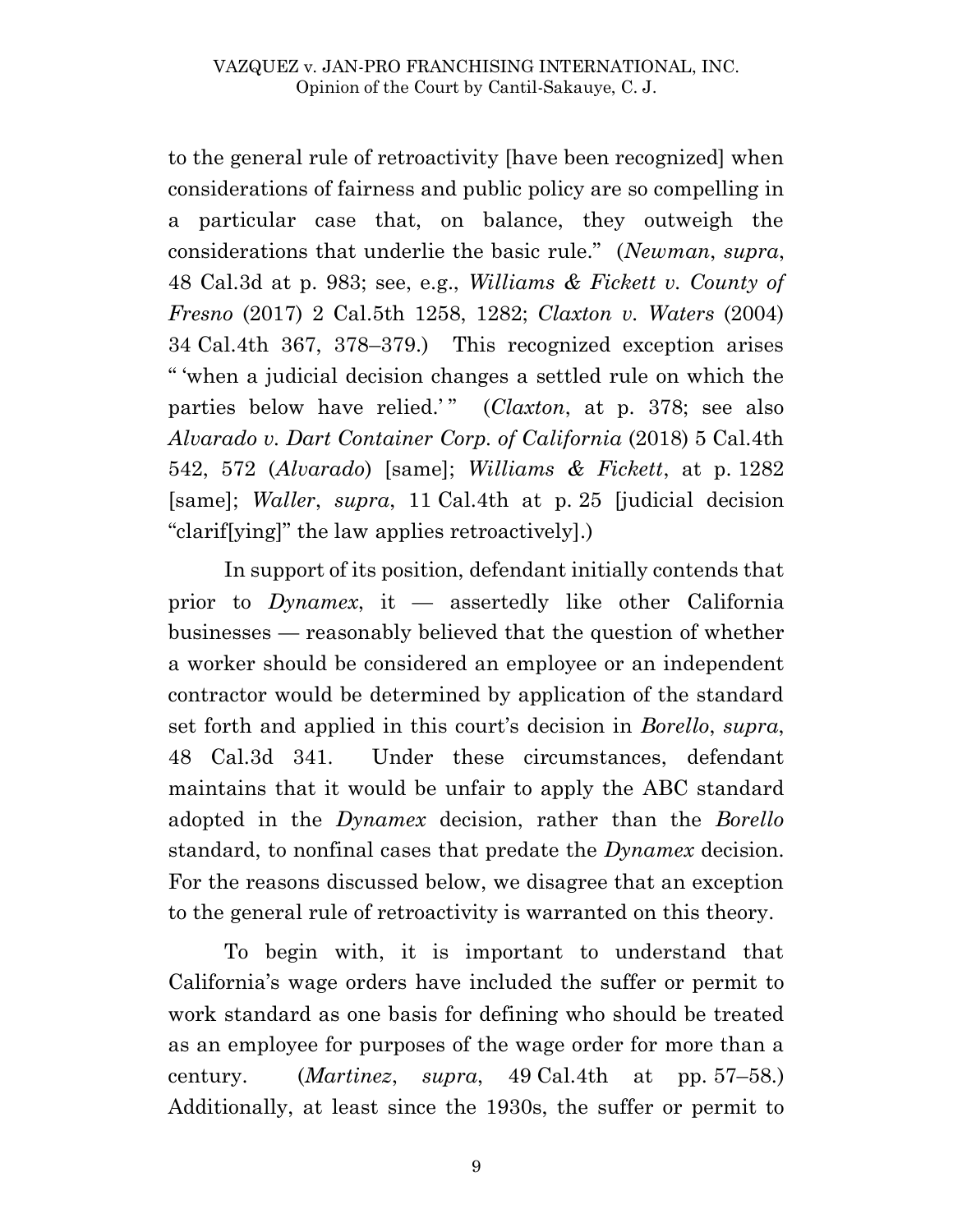to the general rule of retroactivity [have been recognized] when considerations of fairness and public policy are so compelling in a particular case that, on balance, they outweigh the considerations that underlie the basic rule." (*Newman*, *supra*, 48 Cal.3d at p. 983; see, e.g., *Williams & Fickett v. County of Fresno* (2017) 2 Cal.5th 1258, 1282; *Claxton v. Waters* (2004) 34 Cal.4th 367, 378–379.) This recognized exception arises " 'when a judicial decision changes a settled rule on which the parties below have relied.' " (*Claxton*, at p. 378; see also *Alvarado v. Dart Container Corp. of California* (2018) 5 Cal.4th 542, 572 (*Alvarado*) [same]; *Williams & Fickett*, at p. 1282 [same]; *Waller*, *supra*, 11 Cal.4th at p. 25 [judicial decision "clarif[ying]" the law applies retroactively].)

In support of its position, defendant initially contends that prior to *Dynamex*, it — assertedly like other California businesses — reasonably believed that the question of whether a worker should be considered an employee or an independent contractor would be determined by application of the standard set forth and applied in this court's decision in *Borello*, *supra*, 48 Cal.3d 341. Under these circumstances, defendant maintains that it would be unfair to apply the ABC standard adopted in the *Dynamex* decision, rather than the *Borello* standard, to nonfinal cases that predate the *Dynamex* decision. For the reasons discussed below, we disagree that an exception to the general rule of retroactivity is warranted on this theory.

To begin with, it is important to understand that California's wage orders have included the suffer or permit to work standard as one basis for defining who should be treated as an employee for purposes of the wage order for more than a century. (*Martinez*, *supra*, 49 Cal.4th at pp. 57–58.) Additionally, at least since the 1930s, the suffer or permit to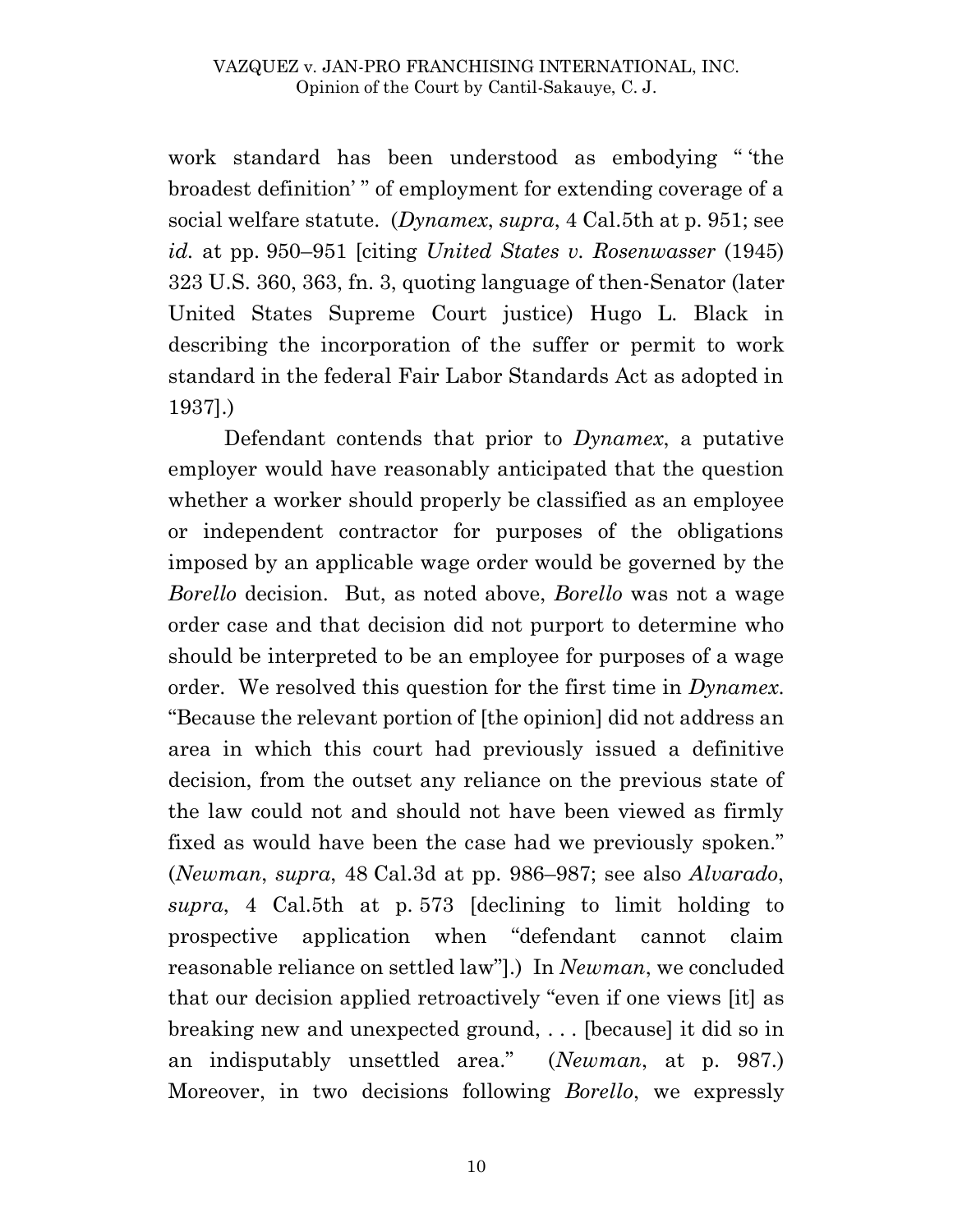work standard has been understood as embodying " 'the broadest definition' " of employment for extending coverage of a social welfare statute. (*Dynamex*, *supra*, 4 Cal.5th at p. 951; see *id.* at pp. 950–951 [citing *United States v. Rosenwasser* (1945) 323 U.S. 360, 363, fn. 3, quoting language of then-Senator (later United States Supreme Court justice) Hugo L. Black in describing the incorporation of the suffer or permit to work standard in the federal Fair Labor Standards Act as adopted in 1937].)

Defendant contends that prior to *Dynamex*, a putative employer would have reasonably anticipated that the question whether a worker should properly be classified as an employee or independent contractor for purposes of the obligations imposed by an applicable wage order would be governed by the *Borello* decision. But, as noted above, *Borello* was not a wage order case and that decision did not purport to determine who should be interpreted to be an employee for purposes of a wage order. We resolved this question for the first time in *Dynamex*. "Because the relevant portion of [the opinion] did not address an area in which this court had previously issued a definitive decision, from the outset any reliance on the previous state of the law could not and should not have been viewed as firmly fixed as would have been the case had we previously spoken." (*Newman*, *supra*, 48 Cal.3d at pp. 986–987; see also *Alvarado*, *supra*, 4 Cal.5th at p. 573 [declining to limit holding to prospective application when "defendant cannot claim reasonable reliance on settled law"].) In *Newman*, we concluded that our decision applied retroactively "even if one views [it] as breaking new and unexpected ground, . . . [because] it did so in an indisputably unsettled area." (*Newman*, at p. 987.) Moreover, in two decisions following *Borello*, we expressly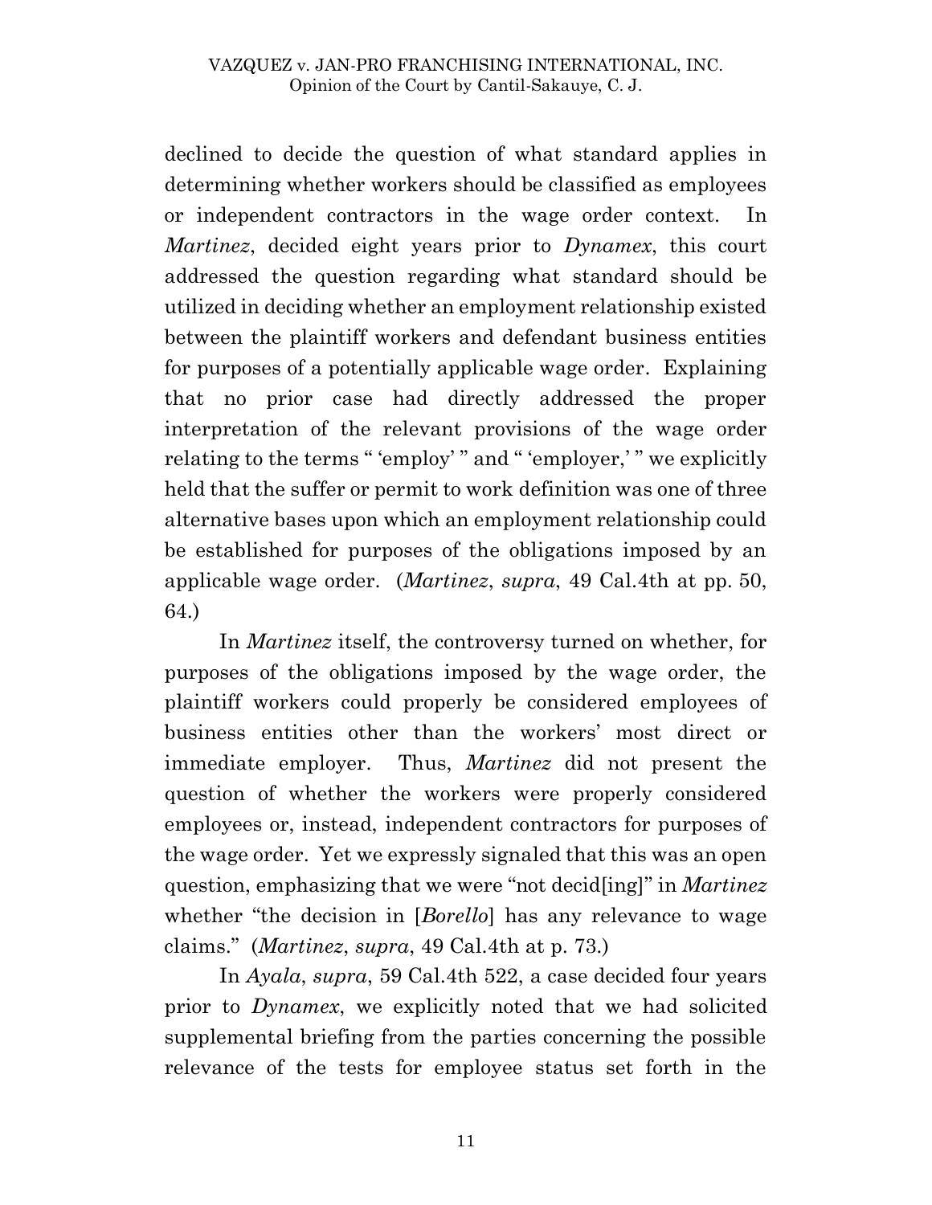declined to decide the question of what standard applies in determining whether workers should be classified as employees or independent contractors in the wage order context. In *Martinez*, decided eight years prior to *Dynamex*, this court addressed the question regarding what standard should be utilized in deciding whether an employment relationship existed between the plaintiff workers and defendant business entities for purposes of a potentially applicable wage order. Explaining that no prior case had directly addressed the proper interpretation of the relevant provisions of the wage order relating to the terms " 'employ' " and " 'employer,' " we explicitly held that the suffer or permit to work definition was one of three alternative bases upon which an employment relationship could be established for purposes of the obligations imposed by an applicable wage order. (*Martinez*, *supra*, 49 Cal.4th at pp. 50, 64.)

In *Martinez* itself, the controversy turned on whether, for purposes of the obligations imposed by the wage order, the plaintiff workers could properly be considered employees of business entities other than the workers' most direct or immediate employer. Thus, *Martinez* did not present the question of whether the workers were properly considered employees or, instead, independent contractors for purposes of the wage order. Yet we expressly signaled that this was an open question, emphasizing that we were "not decid[ing]" in *Martinez* whether "the decision in [*Borello*] has any relevance to wage claims." (*Martinez*, *supra*, 49 Cal.4th at p. 73.)

In *Ayala*, *supra*, 59 Cal.4th 522, a case decided four years prior to *Dynamex*, we explicitly noted that we had solicited supplemental briefing from the parties concerning the possible relevance of the tests for employee status set forth in the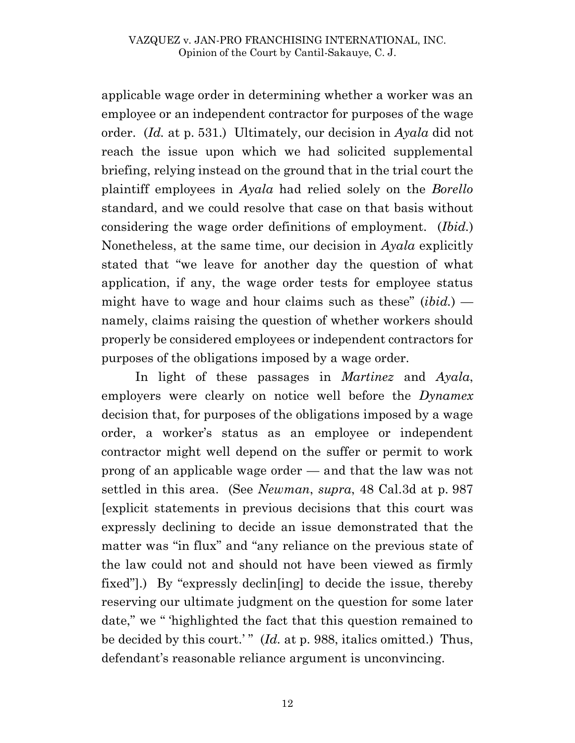applicable wage order in determining whether a worker was an employee or an independent contractor for purposes of the wage order. (*Id.* at p. 531.) Ultimately, our decision in *Ayala* did not reach the issue upon which we had solicited supplemental briefing, relying instead on the ground that in the trial court the plaintiff employees in *Ayala* had relied solely on the *Borello* standard, and we could resolve that case on that basis without considering the wage order definitions of employment. (*Ibid.*) Nonetheless, at the same time, our decision in *Ayala* explicitly stated that "we leave for another day the question of what application, if any, the wage order tests for employee status might have to wage and hour claims such as these" (*ibid.*) — namely, claims raising the question of whether workers should properly be considered employees or independent contractors for purposes of the obligations imposed by a wage order.

In light of these passages in *Martinez* and *Ayala*, employers were clearly on notice well before the *Dynamex* decision that, for purposes of the obligations imposed by a wage order, a worker's status as an employee or independent contractor might well depend on the suffer or permit to work prong of an applicable wage order — and that the law was not settled in this area. (See *Newman*, *supra*, 48 Cal.3d at p. 987 [explicit statements in previous decisions that this court was expressly declining to decide an issue demonstrated that the matter was "in flux" and "any reliance on the previous state of the law could not and should not have been viewed as firmly fixed"].) By "expressly declin[ing] to decide the issue, thereby reserving our ultimate judgment on the question for some later date," we " 'highlighted the fact that this question remained to be decided by this court.' " (*Id.* at p. 988, italics omitted.) Thus, defendant's reasonable reliance argument is unconvincing.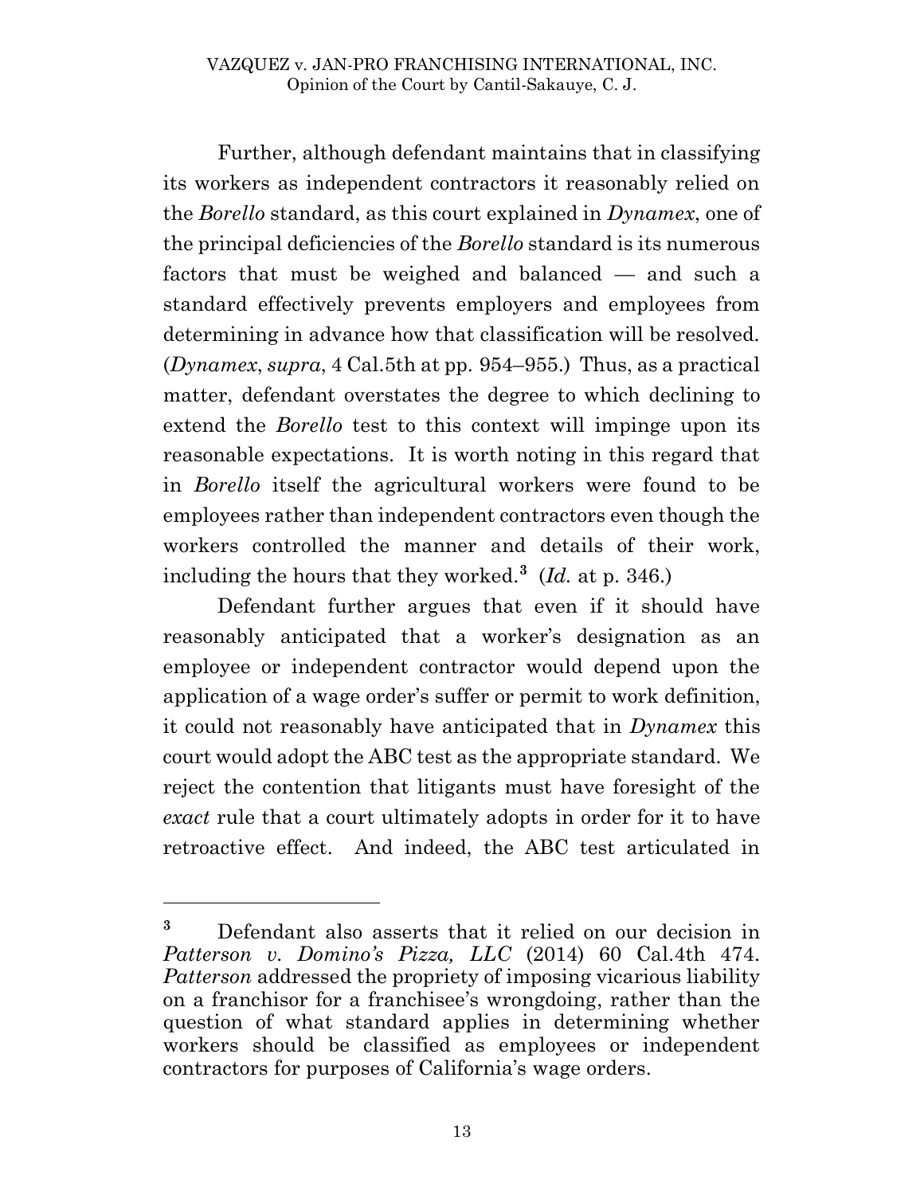Further, although defendant maintains that in classifying its workers as independent contractors it reasonably relied on the *Borello* standard, as this court explained in *Dynamex*, one of the principal deficiencies of the *Borello* standard is its numerous factors that must be weighed and balanced — and such a standard effectively prevents employers and employees from determining in advance how that classification will be resolved. (*Dynamex*, *supra*, 4 Cal.5th at pp. 954–955.) Thus, as a practical matter, defendant overstates the degree to which declining to extend the *Borello* test to this context will impinge upon its reasonable expectations. It is worth noting in this regard that in *Borello* itself the agricultural workers were found to be employees rather than independent contractors even though the workers controlled the manner and details of their work, including the hours that they worked.[3] (*Id.* at p. 346.)

Defendant further argues that even if it should have reasonably anticipated that a worker's designation as an employee or independent contractor would depend upon the application of a wage order's suffer or permit to work definition, it could not reasonably have anticipated that in *Dynamex* this court would adopt the ABC test as the appropriate standard. We reject the contention that litigants must have foresight of the *exact* rule that a court ultimately adopts in order for it to have retroactive effect. And indeed, the ABC test articulated in

---

[3] Defendant also asserts that it relied on our decision in *Patterson v. Domino's Pizza, LLC* (2014) 60 Cal.4th 474. *Patterson* addressed the propriety of imposing vicarious liability on a franchisor for a franchisee's wrongdoing, rather than the question of what standard applies in determining whether workers should be classified as employees or independent contractors for purposes of California's wage orders.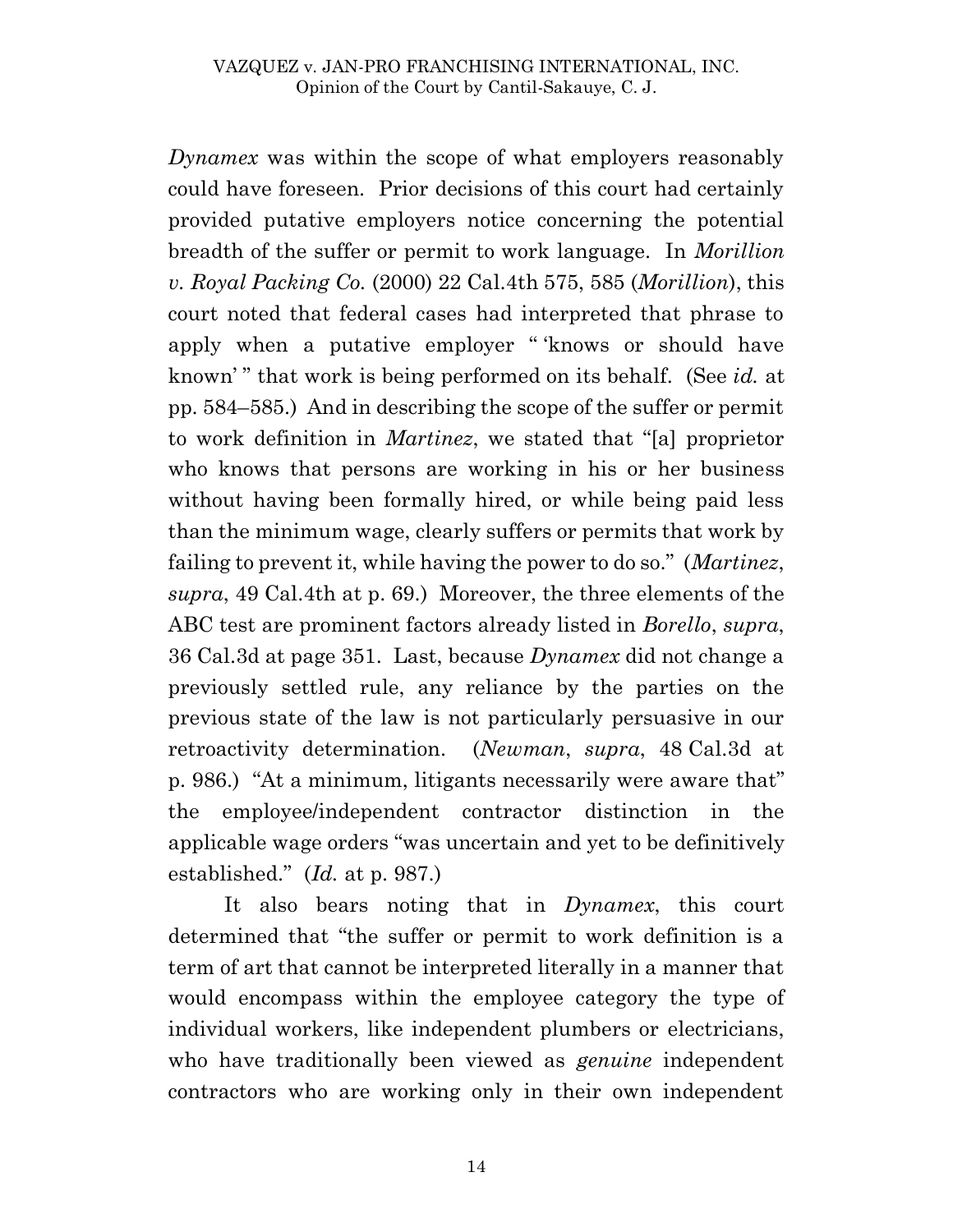*Dynamex* was within the scope of what employers reasonably could have foreseen. Prior decisions of this court had certainly provided putative employers notice concerning the potential breadth of the suffer or permit to work language. In *Morillion v. Royal Packing Co.* (2000) 22 Cal.4th 575, 585 (*Morillion*), this court noted that federal cases had interpreted that phrase to apply when a putative employer " 'knows or should have known' " that work is being performed on its behalf. (See *id.* at pp. 584–585.) And in describing the scope of the suffer or permit to work definition in *Martinez*, we stated that "[a] proprietor who knows that persons are working in his or her business without having been formally hired, or while being paid less than the minimum wage, clearly suffers or permits that work by failing to prevent it, while having the power to do so." (*Martinez*, *supra*, 49 Cal.4th at p. 69.) Moreover, the three elements of the ABC test are prominent factors already listed in *Borello*, *supra*, 36 Cal.3d at page 351. Last, because *Dynamex* did not change a previously settled rule, any reliance by the parties on the previous state of the law is not particularly persuasive in our retroactivity determination. (*Newman*, *supra*, 48 Cal.3d at p. 986.) "At a minimum, litigants necessarily were aware that" the employee/independent contractor distinction in the applicable wage orders "was uncertain and yet to be definitively established." (*Id.* at p. 987.)

It also bears noting that in *Dynamex*, this court determined that "the suffer or permit to work definition is a term of art that cannot be interpreted literally in a manner that would encompass within the employee category the type of individual workers, like independent plumbers or electricians, who have traditionally been viewed as *genuine* independent contractors who are working only in their own independent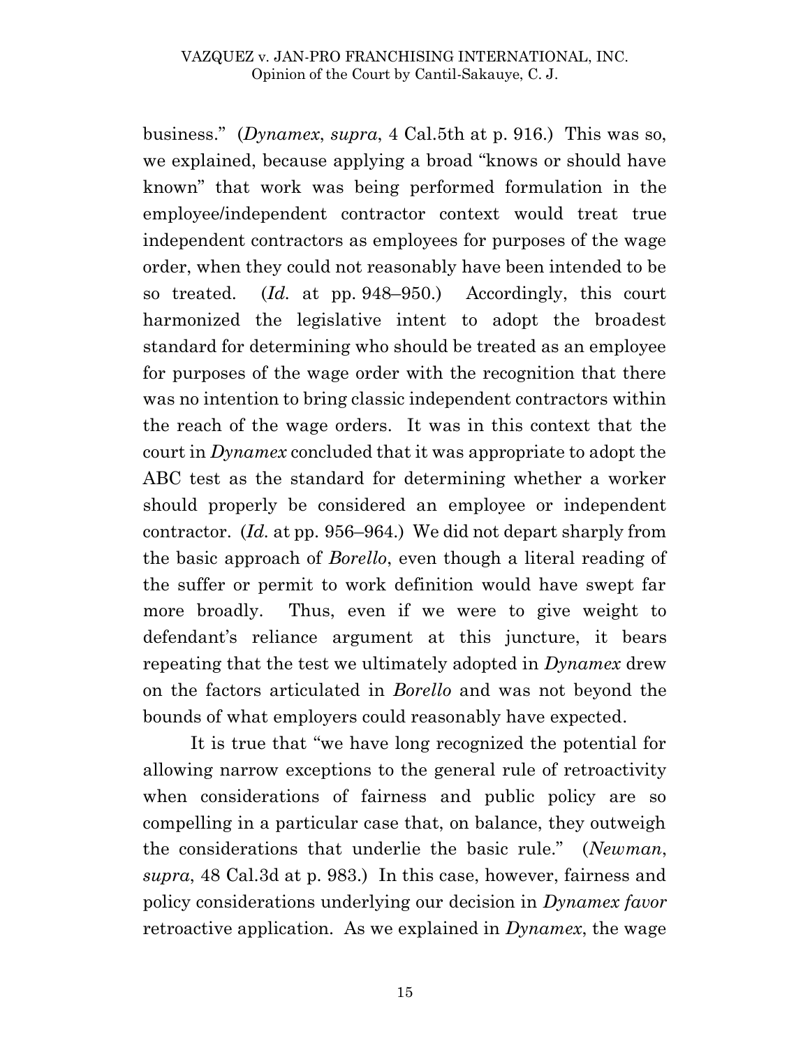business." (*Dynamex*, *supra*, 4 Cal.5th at p. 916.) This was so, we explained, because applying a broad "knows or should have known" that work was being performed formulation in the employee/independent contractor context would treat true independent contractors as employees for purposes of the wage order, when they could not reasonably have been intended to be so treated. (*Id.* at pp. 948–950.) Accordingly, this court harmonized the legislative intent to adopt the broadest standard for determining who should be treated as an employee for purposes of the wage order with the recognition that there was no intention to bring classic independent contractors within the reach of the wage orders. It was in this context that the court in *Dynamex* concluded that it was appropriate to adopt the ABC test as the standard for determining whether a worker should properly be considered an employee or independent contractor. (*Id.* at pp. 956–964.) We did not depart sharply from the basic approach of *Borello*, even though a literal reading of the suffer or permit to work definition would have swept far more broadly. Thus, even if we were to give weight to defendant's reliance argument at this juncture, it bears repeating that the test we ultimately adopted in *Dynamex* drew on the factors articulated in *Borello* and was not beyond the bounds of what employers could reasonably have expected.

It is true that "we have long recognized the potential for allowing narrow exceptions to the general rule of retroactivity when considerations of fairness and public policy are so compelling in a particular case that, on balance, they outweigh the considerations that underlie the basic rule." (*Newman*, *supra*, 48 Cal.3d at p. 983.) In this case, however, fairness and policy considerations underlying our decision in *Dynamex favor* retroactive application. As we explained in *Dynamex*, the wage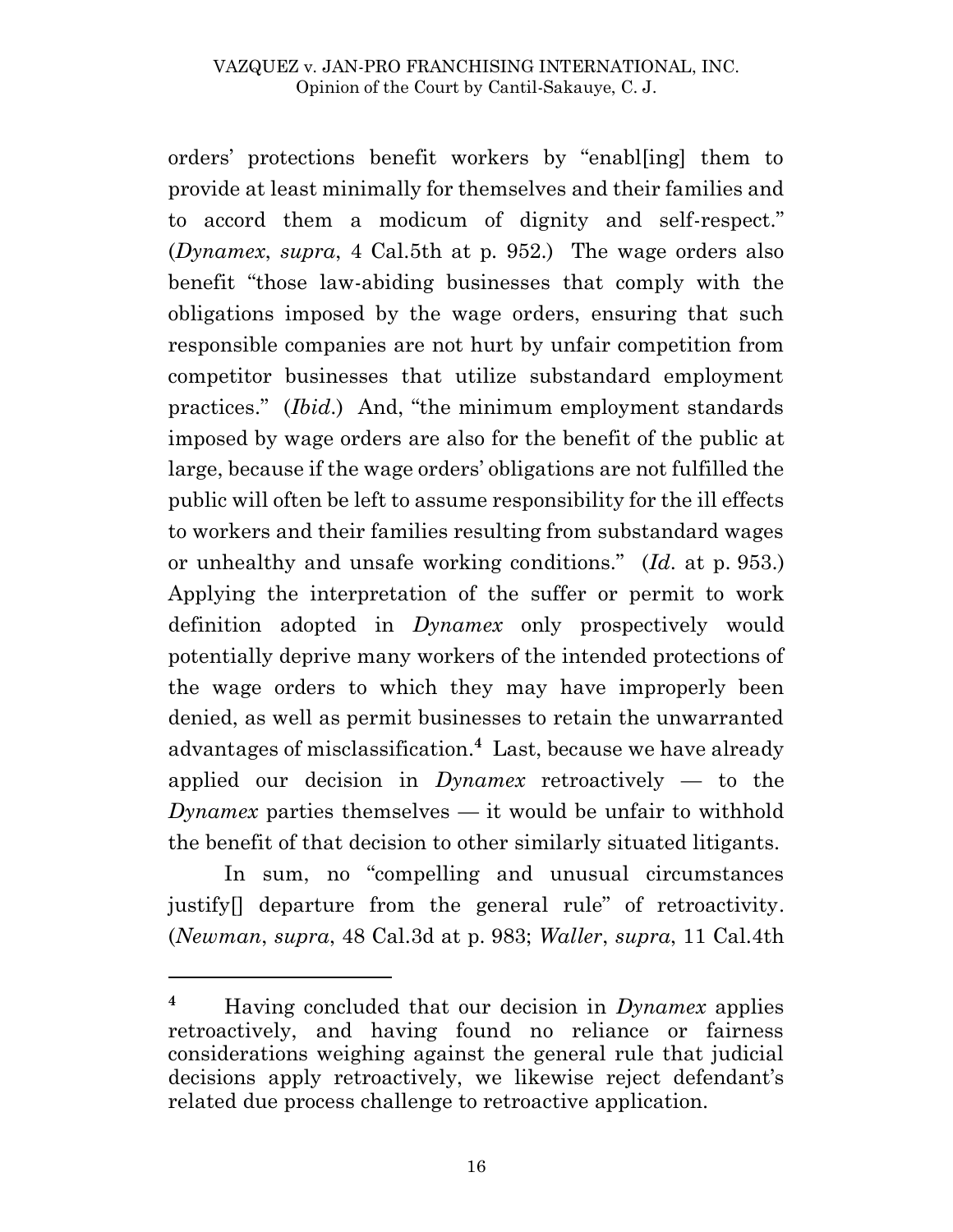orders' protections benefit workers by "enabl[ing] them to provide at least minimally for themselves and their families and to accord them a modicum of dignity and self-respect." (*Dynamex*, *supra*, 4 Cal.5th at p. 952.) The wage orders also benefit "those law-abiding businesses that comply with the obligations imposed by the wage orders, ensuring that such responsible companies are not hurt by unfair competition from competitor businesses that utilize substandard employment practices." (*Ibid*.) And, "the minimum employment standards imposed by wage orders are also for the benefit of the public at large, because if the wage orders' obligations are not fulfilled the public will often be left to assume responsibility for the ill effects to workers and their families resulting from substandard wages or unhealthy and unsafe working conditions." (*Id*. at p. 953.) Applying the interpretation of the suffer or permit to work definition adopted in *Dynamex* only prospectively would potentially deprive many workers of the intended protections of the wage orders to which they may have improperly been denied, as well as permit businesses to retain the unwarranted advantages of misclassification.[4] Last, because we have already applied our decision in *Dynamex* retroactively — to the *Dynamex* parties themselves — it would be unfair to withhold the benefit of that decision to other similarly situated litigants.

In sum, no "compelling and unusual circumstances justify[] departure from the general rule" of retroactivity. (*Newman*, *supra*, 48 Cal.3d at p. 983; *Waller*, *supra*, 11 Cal.4th

---

[4] Having concluded that our decision in *Dynamex* applies retroactively, and having found no reliance or fairness considerations weighing against the general rule that judicial decisions apply retroactively, we likewise reject defendant's related due process challenge to retroactive application.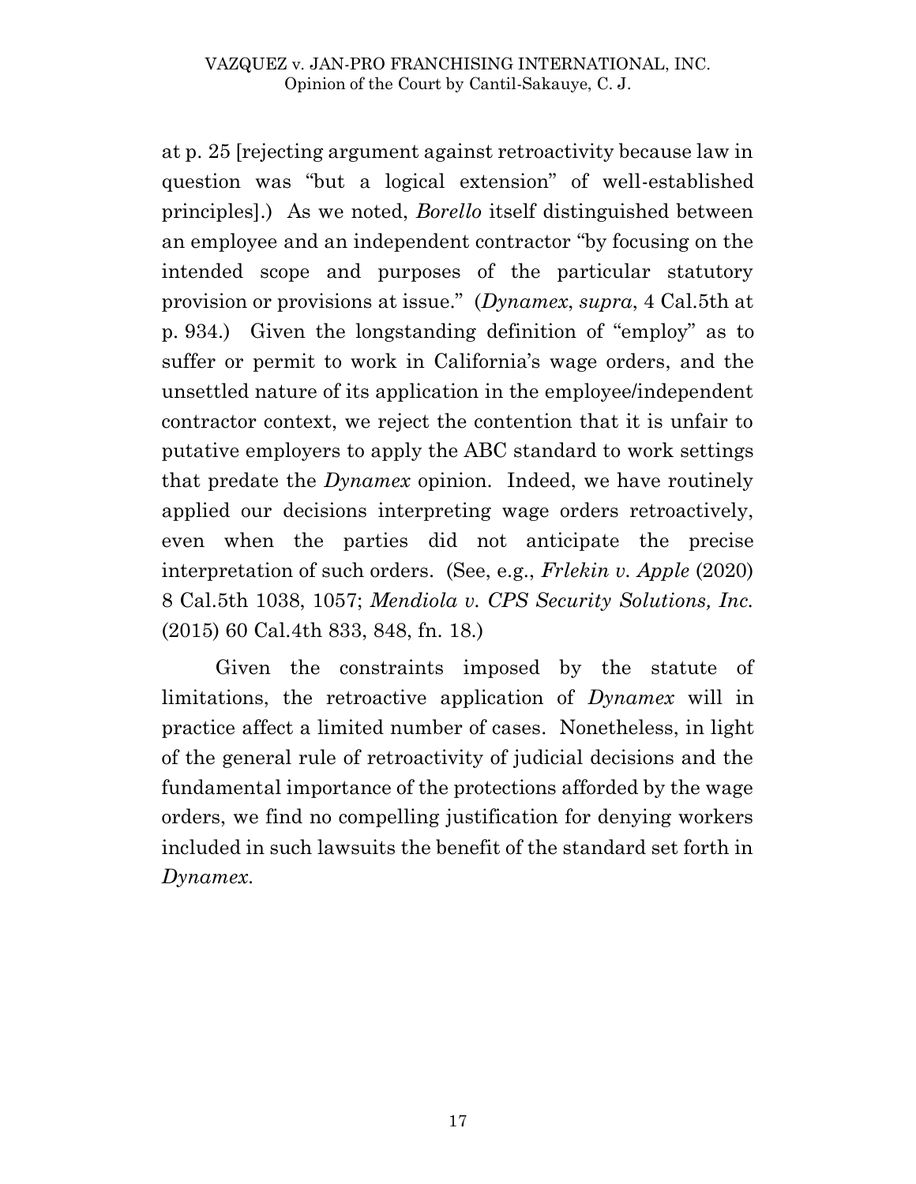at p. 25 [rejecting argument against retroactivity because law in question was "but a logical extension" of well-established principles].) As we noted, *Borello* itself distinguished between an employee and an independent contractor "by focusing on the intended scope and purposes of the particular statutory provision or provisions at issue." (*Dynamex*, *supra*, 4 Cal.5th at p. 934.) Given the longstanding definition of "employ" as to suffer or permit to work in California's wage orders, and the unsettled nature of its application in the employee/independent contractor context, we reject the contention that it is unfair to putative employers to apply the ABC standard to work settings that predate the *Dynamex* opinion. Indeed, we have routinely applied our decisions interpreting wage orders retroactively, even when the parties did not anticipate the precise interpretation of such orders. (See, e.g., *Frlekin v. Apple* (2020) 8 Cal.5th 1038, 1057; *Mendiola v. CPS Security Solutions, Inc.* (2015) 60 Cal.4th 833, 848, fn. 18.)

Given the constraints imposed by the statute of limitations, the retroactive application of *Dynamex* will in practice affect a limited number of cases. Nonetheless, in light of the general rule of retroactivity of judicial decisions and the fundamental importance of the protections afforded by the wage orders, we find no compelling justification for denying workers included in such lawsuits the benefit of the standard set forth in *Dynamex*.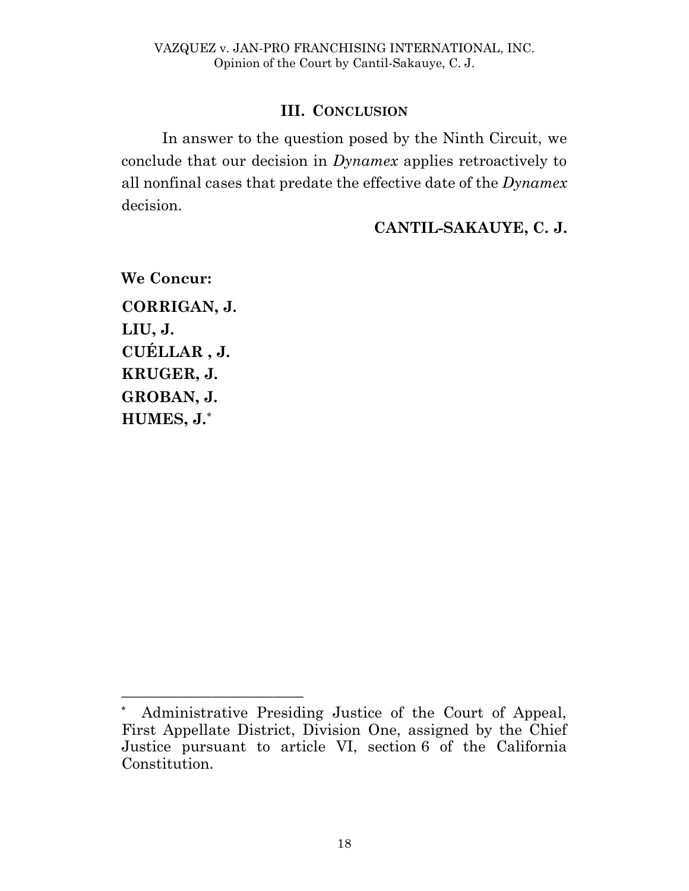## III. Conclusion

In answer to the question posed by the Ninth Circuit, we conclude that our decision in *Dynamex* applies retroactively to all nonfinal cases that predate the effective date of the *Dynamex* decision.

**CANTIL-SAKAUYE, C. J.**

**We Concur:**

**CORRIGAN, J.**
**LIU, J.**
**CUÉLLAR , J.**
**KRUGER, J.**
**GROBAN, J.**
**HUMES, J.**[*]

---

[*] Administrative Presiding Justice of the Court of Appeal, First Appellate District, Division One, assigned by the Chief Justice pursuant to article VI, section 6 of the California Constitution.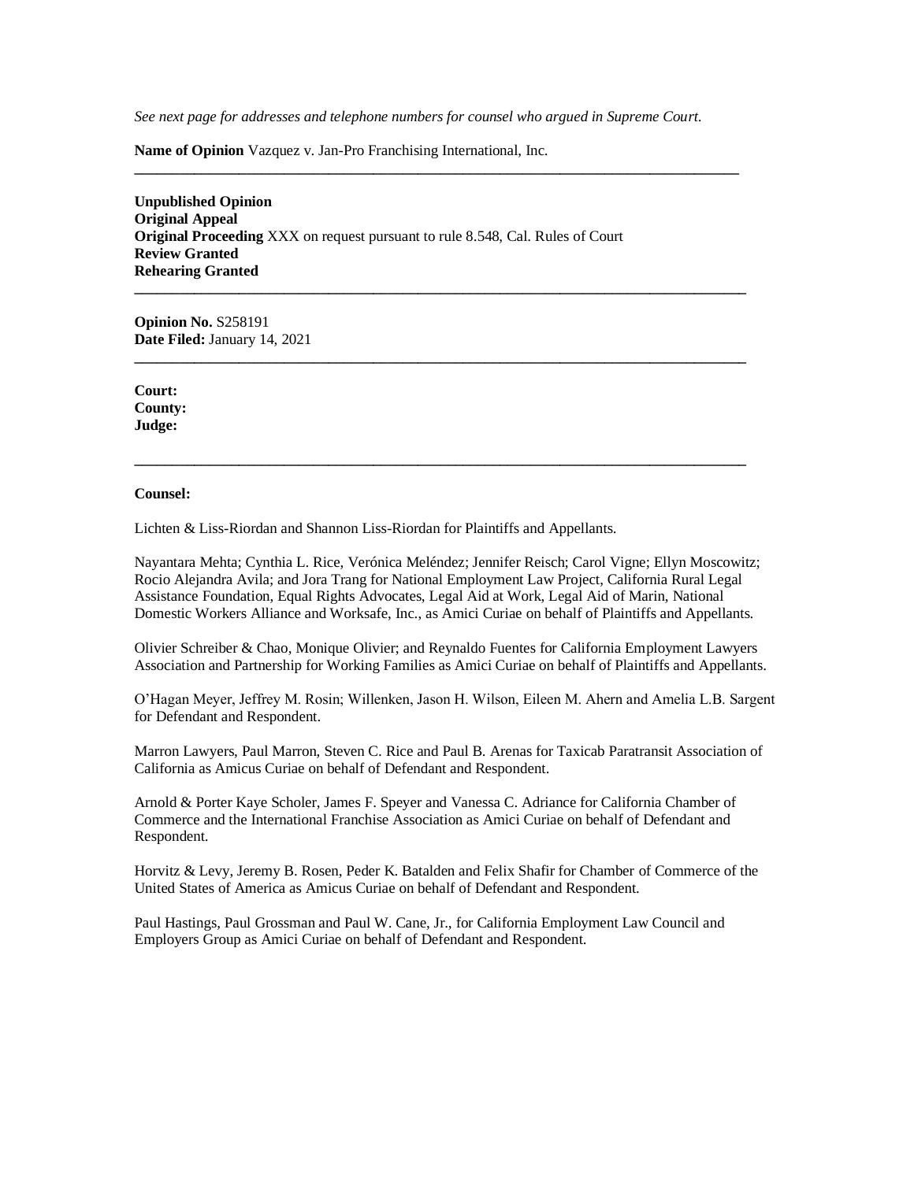*See next page for addresses and telephone numbers for counsel who argued in Supreme Court.*

**Name of Opinion** Vazquez v. Jan-Pro Franchising International, Inc.

---

**Unpublished Opinion**
**Original Appeal**
**Original Proceeding** XXX on request pursuant to rule 8.548, Cal. Rules of Court
**Review Granted**
**Rehearing Granted**

---

**Opinion No.** S258191
**Date Filed:** January 14, 2021

---

**Court:**
**County:**
**Judge:**

---

**Counsel:**

Lichten & Liss-Riordan and Shannon Liss-Riordan for Plaintiffs and Appellants.

Nayantara Mehta; Cynthia L. Rice, Verónica Meléndez; Jennifer Reisch; Carol Vigne; Ellyn Moscowitz; Rocio Alejandra Avila; and Jora Trang for National Employment Law Project, California Rural Legal Assistance Foundation, Equal Rights Advocates, Legal Aid at Work, Legal Aid of Marin, National Domestic Workers Alliance and Worksafe, Inc., as Amici Curiae on behalf of Plaintiffs and Appellants.

Olivier Schreiber & Chao, Monique Olivier; and Reynaldo Fuentes for California Employment Lawyers Association and Partnership for Working Families as Amici Curiae on behalf of Plaintiffs and Appellants.

O'Hagan Meyer, Jeffrey M. Rosin; Willenken, Jason H. Wilson, Eileen M. Ahern and Amelia L.B. Sargent for Defendant and Respondent.

Marron Lawyers, Paul Marron, Steven C. Rice and Paul B. Arenas for Taxicab Paratransit Association of California as Amicus Curiae on behalf of Defendant and Respondent.

Arnold & Porter Kaye Scholer, James F. Speyer and Vanessa C. Adriance for California Chamber of Commerce and the International Franchise Association as Amici Curiae on behalf of Defendant and Respondent.

Horvitz & Levy, Jeremy B. Rosen, Peder K. Batalden and Felix Shafir for Chamber of Commerce of the United States of America as Amicus Curiae on behalf of Defendant and Respondent.

Paul Hastings, Paul Grossman and Paul W. Cane, Jr., for California Employment Law Council and Employers Group as Amici Curiae on behalf of Defendant and Respondent.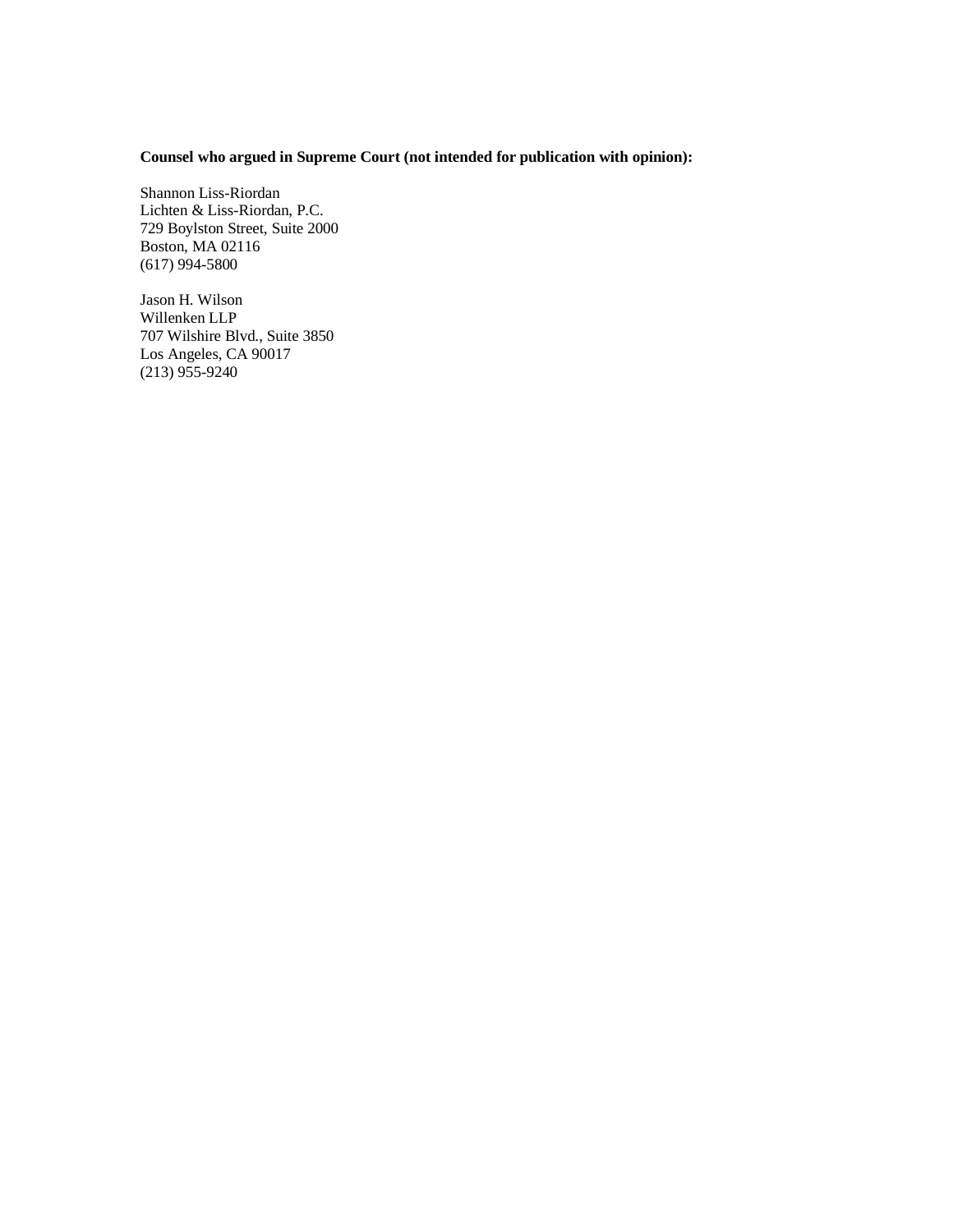**Counsel who argued in Supreme Court (not intended for publication with opinion):**

Shannon Liss-Riordan
Lichten & Liss-Riordan, P.C.
729 Boylston Street, Suite 2000
Boston, MA 02116
(617) 994-5800

Jason H. Wilson
Willenken LLP
707 Wilshire Blvd., Suite 3850
Los Angeles, CA 90017
(213) 955-9240